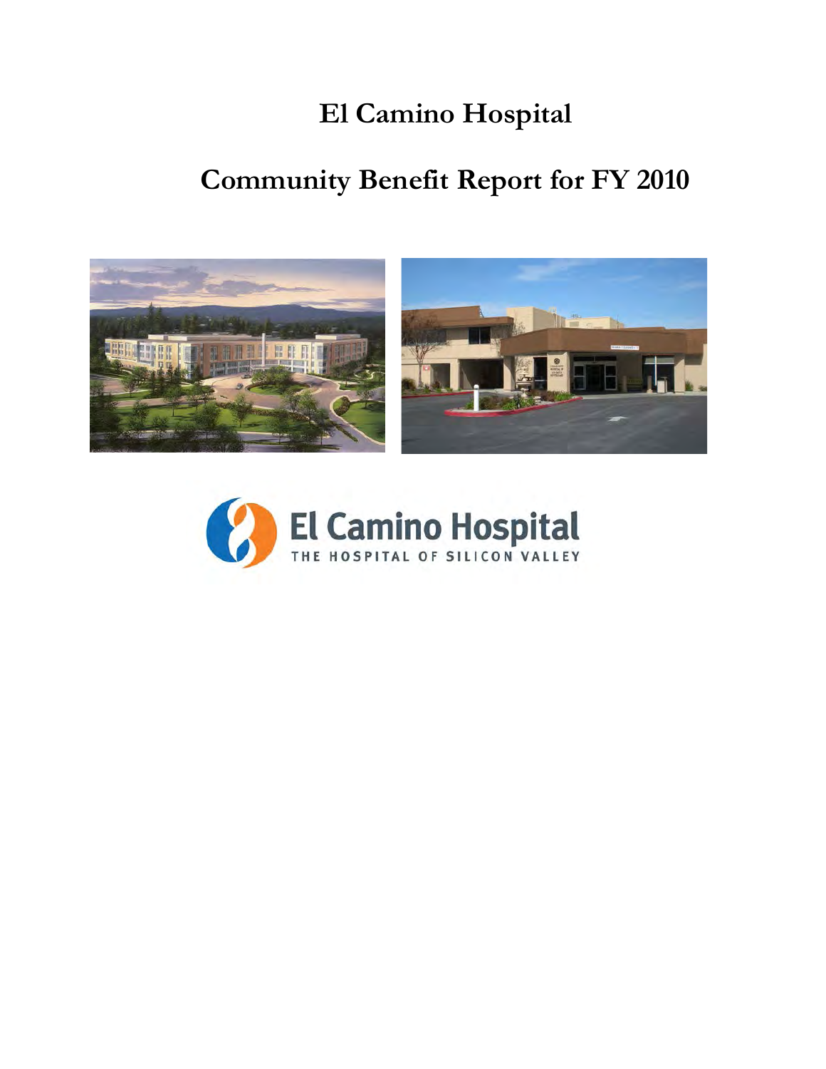# El Camino Hospital

# Community Benefit Report for FY 2010

El Camino Hospital

THE HOSPITAL OF SILICON VALLEY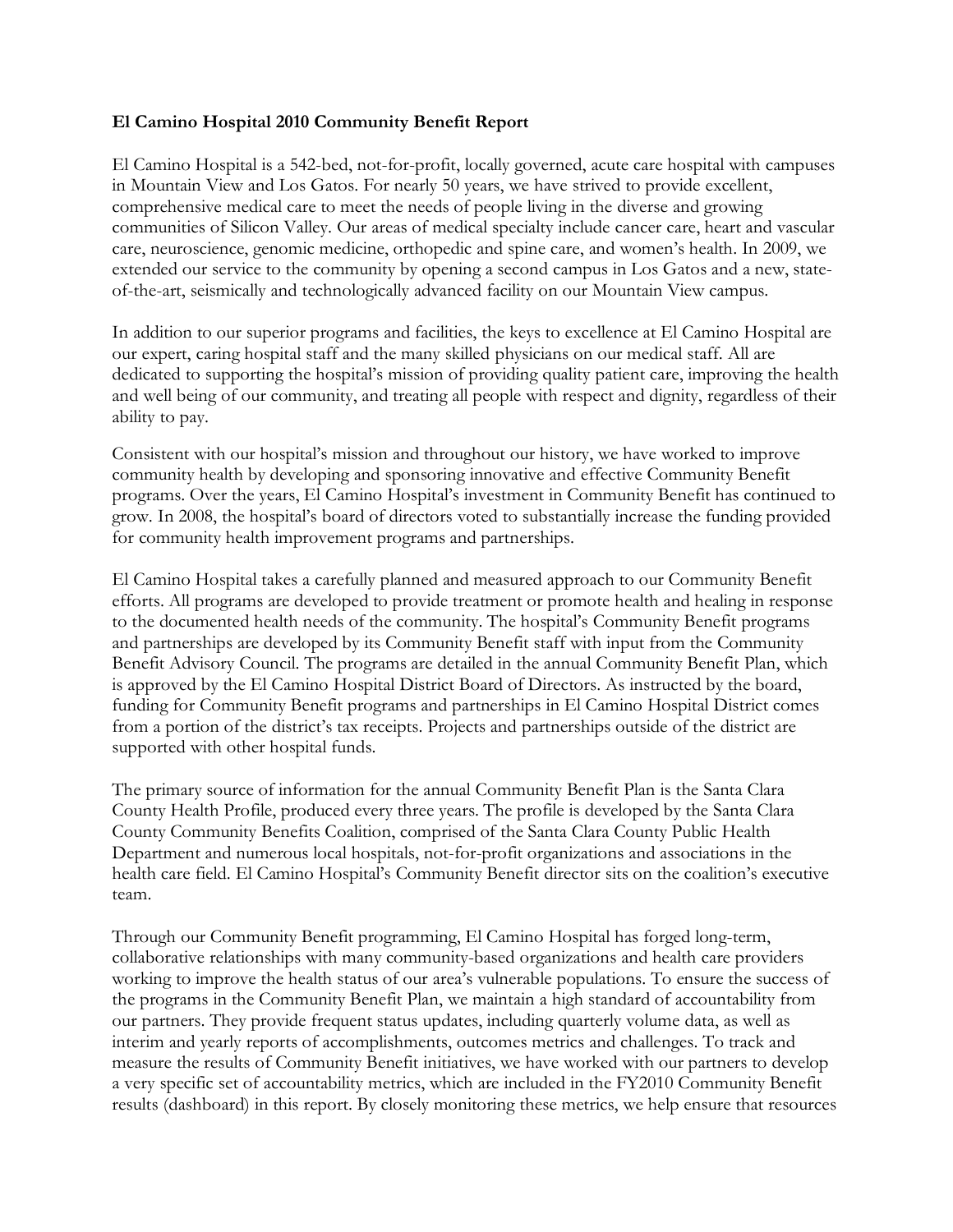**El Camino Hospital 2010 Community Benefit Report**

El Camino Hospital is a 542-bed, not-for-profit, locally governed, acute care hospital with campuses in Mountain View and Los Gatos. For nearly 50 years, we have strived to provide excellent, comprehensive medical care to meet the needs of people living in the diverse and growing communities of Silicon Valley. Our areas of medical specialty include cancer care, heart and vascular care, neuroscience, genomic medicine, orthopedic and spine care, and women's health. In 2009, we extended our service to the community by opening a second campus in Los Gatos and a new, state-of-the-art, seismically and technologically advanced facility on our Mountain View campus.

In addition to our superior programs and facilities, the keys to excellence at El Camino Hospital are our expert, caring hospital staff and the many skilled physicians on our medical staff. All are dedicated to supporting the hospital's mission of providing quality patient care, improving the health and well being of our community, and treating all people with respect and dignity, regardless of their ability to pay.

Consistent with our hospital's mission and throughout our history, we have worked to improve community health by developing and sponsoring innovative and effective Community Benefit programs. Over the years, El Camino Hospital's investment in Community Benefit has continued to grow. In 2008, the hospital's board of directors voted to substantially increase the funding provided for community health improvement programs and partnerships.

El Camino Hospital takes a carefully planned and measured approach to our Community Benefit efforts. All programs are developed to provide treatment or promote health and healing in response to the documented health needs of the community. The hospital's Community Benefit programs and partnerships are developed by its Community Benefit staff with input from the Community Benefit Advisory Council. The programs are detailed in the annual Community Benefit Plan, which is approved by the El Camino Hospital District Board of Directors. As instructed by the board, funding for Community Benefit programs and partnerships in El Camino Hospital District comes from a portion of the district's tax receipts. Projects and partnerships outside of the district are supported with other hospital funds.

The primary source of information for the annual Community Benefit Plan is the Santa Clara County Health Profile, produced every three years. The profile is developed by the Santa Clara County Community Benefits Coalition, comprised of the Santa Clara County Public Health Department and numerous local hospitals, not-for-profit organizations and associations in the health care field. El Camino Hospital's Community Benefit director sits on the coalition's executive team.

Through our Community Benefit programming, El Camino Hospital has forged long-term, collaborative relationships with many community-based organizations and health care providers working to improve the health status of our area's vulnerable populations. To ensure the success of the programs in the Community Benefit Plan, we maintain a high standard of accountability from our partners. They provide frequent status updates, including quarterly volume data, as well as interim and yearly reports of accomplishments, outcomes metrics and challenges. To track and measure the results of Community Benefit initiatives, we have worked with our partners to develop a very specific set of accountability metrics, which are included in the FY2010 Community Benefit results (dashboard) in this report. By closely monitoring these metrics, we help ensure that resources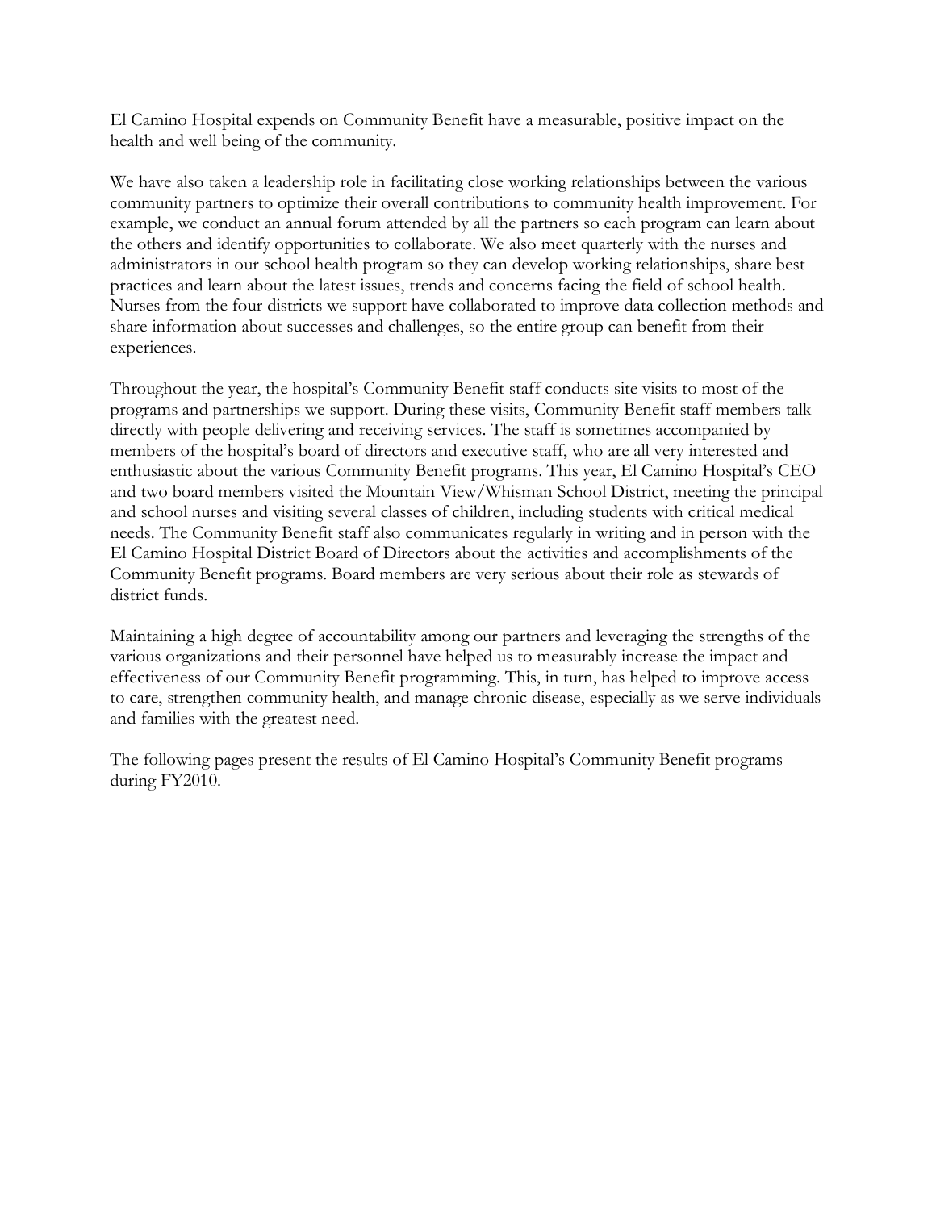El Camino Hospital expends on Community Benefit have a measurable, positive impact on the health and well being of the community.

We have also taken a leadership role in facilitating close working relationships between the various community partners to optimize their overall contributions to community health improvement. For example, we conduct an annual forum attended by all the partners so each program can learn about the others and identify opportunities to collaborate. We also meet quarterly with the nurses and administrators in our school health program so they can develop working relationships, share best practices and learn about the latest issues, trends and concerns facing the field of school health. Nurses from the four districts we support have collaborated to improve data collection methods and share information about successes and challenges, so the entire group can benefit from their experiences.

Throughout the year, the hospital's Community Benefit staff conducts site visits to most of the programs and partnerships we support. During these visits, Community Benefit staff members talk directly with people delivering and receiving services. The staff is sometimes accompanied by members of the hospital's board of directors and executive staff, who are all very interested and enthusiastic about the various Community Benefit programs. This year, El Camino Hospital's CEO and two board members visited the Mountain View/Whisman School District, meeting the principal and school nurses and visiting several classes of children, including students with critical medical needs. The Community Benefit staff also communicates regularly in writing and in person with the El Camino Hospital District Board of Directors about the activities and accomplishments of the Community Benefit programs. Board members are very serious about their role as stewards of district funds.

Maintaining a high degree of accountability among our partners and leveraging the strengths of the various organizations and their personnel have helped us to measurably increase the impact and effectiveness of our Community Benefit programming. This, in turn, has helped to improve access to care, strengthen community health, and manage chronic disease, especially as we serve individuals and families with the greatest need.

The following pages present the results of El Camino Hospital's Community Benefit programs during FY2010.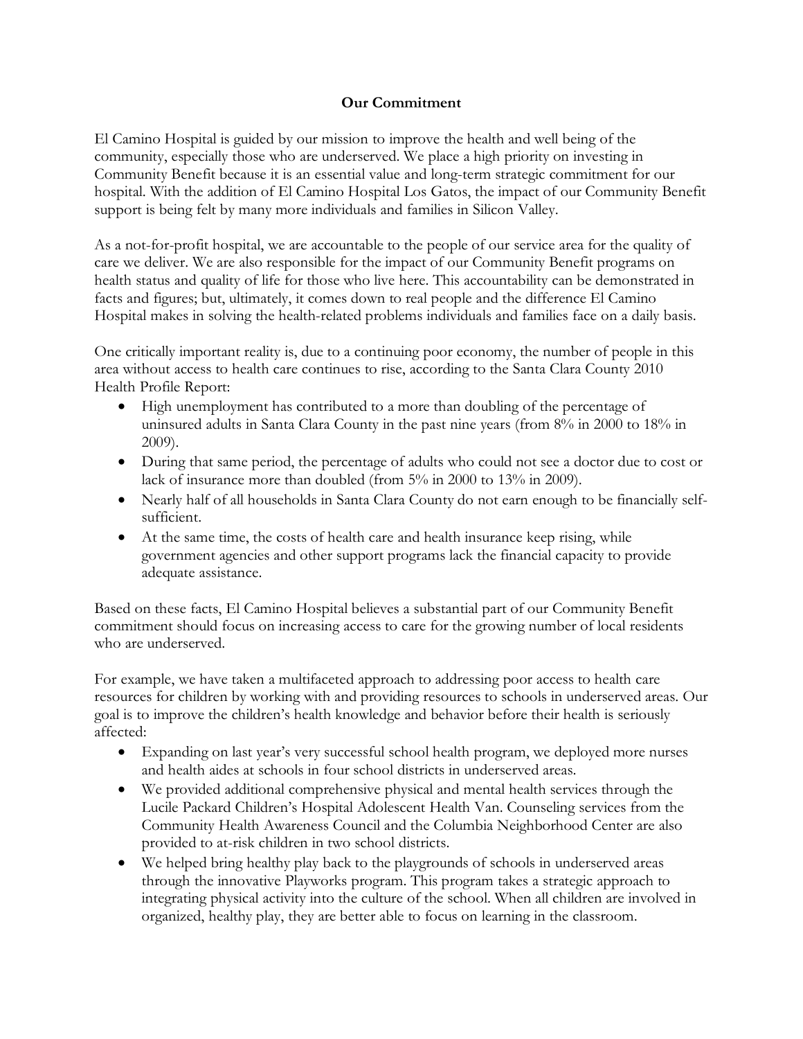## Our Commitment

El Camino Hospital is guided by our mission to improve the health and well being of the community, especially those who are underserved. We place a high priority on investing in Community Benefit because it is an essential value and long-term strategic commitment for our hospital. With the addition of El Camino Hospital Los Gatos, the impact of our Community Benefit support is being felt by many more individuals and families in Silicon Valley.

As a not-for-profit hospital, we are accountable to the people of our service area for the quality of care we deliver. We are also responsible for the impact of our Community Benefit programs on health status and quality of life for those who live here. This accountability can be demonstrated in facts and figures; but, ultimately, it comes down to real people and the difference El Camino Hospital makes in solving the health-related problems individuals and families face on a daily basis.

One critically important reality is, due to a continuing poor economy, the number of people in this area without access to health care continues to rise, according to the Santa Clara County 2010 Health Profile Report:

- High unemployment has contributed to a more than doubling of the percentage of uninsured adults in Santa Clara County in the past nine years (from 8% in 2000 to 18% in 2009).
- During that same period, the percentage of adults who could not see a doctor due to cost or lack of insurance more than doubled (from 5% in 2000 to 13% in 2009).
- Nearly half of all households in Santa Clara County do not earn enough to be financially self-sufficient.
- At the same time, the costs of health care and health insurance keep rising, while government agencies and other support programs lack the financial capacity to provide adequate assistance.

Based on these facts, El Camino Hospital believes a substantial part of our Community Benefit commitment should focus on increasing access to care for the growing number of local residents who are underserved.

For example, we have taken a multifaceted approach to addressing poor access to health care resources for children by working with and providing resources to schools in underserved areas. Our goal is to improve the children's health knowledge and behavior before their health is seriously affected:

- Expanding on last year's very successful school health program, we deployed more nurses and health aides at schools in four school districts in underserved areas.
- We provided additional comprehensive physical and mental health services through the Lucile Packard Children's Hospital Adolescent Health Van. Counseling services from the Community Health Awareness Council and the Columbia Neighborhood Center are also provided to at-risk children in two school districts.
- We helped bring healthy play back to the playgrounds of schools in underserved areas through the innovative Playworks program. This program takes a strategic approach to integrating physical activity into the culture of the school. When all children are involved in organized, healthy play, they are better able to focus on learning in the classroom.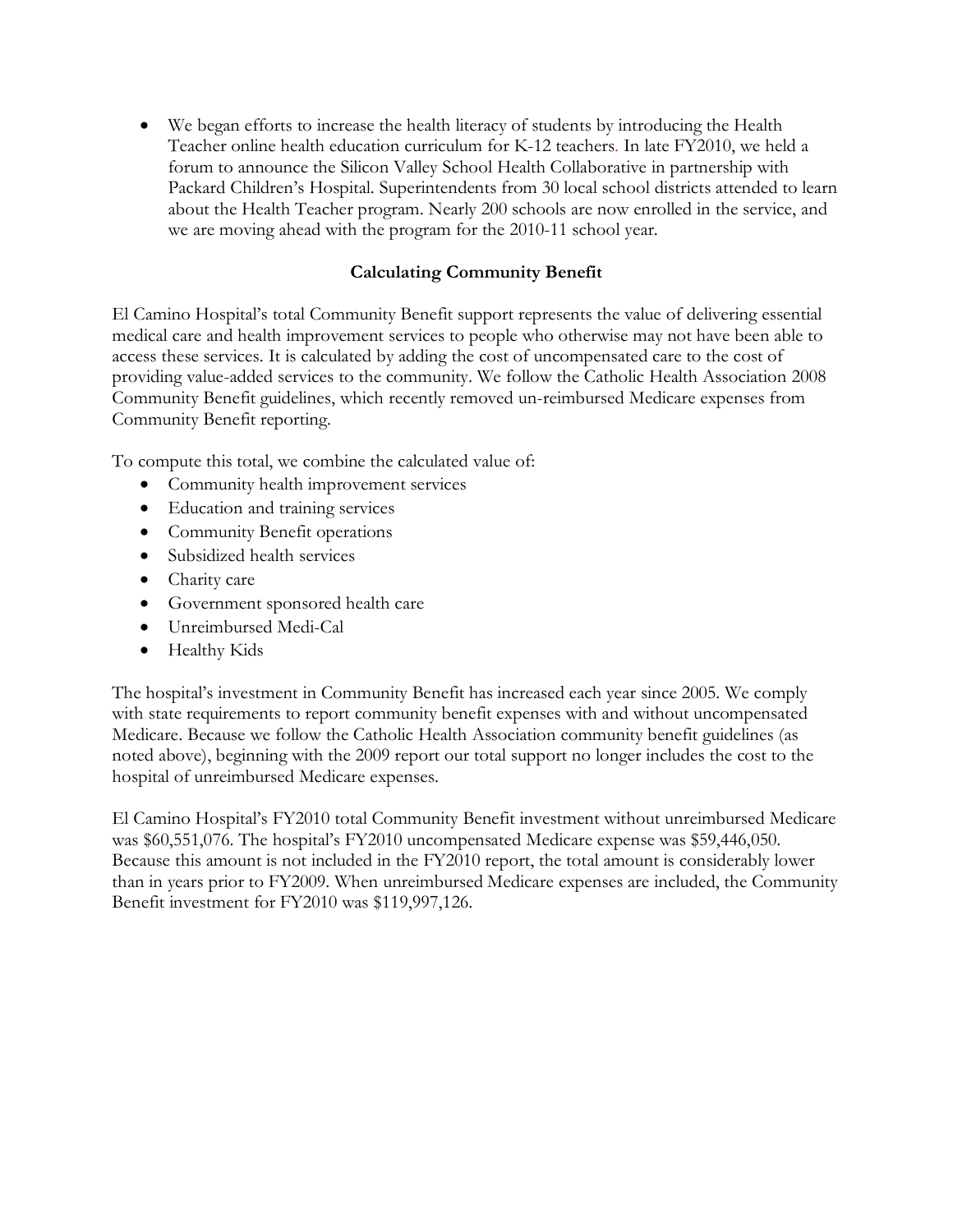- We began efforts to increase the health literacy of students by introducing the Health Teacher online health education curriculum for K-12 teachers. In late FY2010, we held a forum to announce the Silicon Valley School Health Collaborative in partnership with Packard Children's Hospital. Superintendents from 30 local school districts attended to learn about the Health Teacher program. Nearly 200 schools are now enrolled in the service, and we are moving ahead with the program for the 2010-11 school year.

## Calculating Community Benefit

El Camino Hospital's total Community Benefit support represents the value of delivering essential medical care and health improvement services to people who otherwise may not have been able to access these services. It is calculated by adding the cost of uncompensated care to the cost of providing value-added services to the community. We follow the Catholic Health Association 2008 Community Benefit guidelines, which recently removed un-reimbursed Medicare expenses from Community Benefit reporting.

To compute this total, we combine the calculated value of:

- Community health improvement services
- Education and training services
- Community Benefit operations
- Subsidized health services
- Charity care
- Government sponsored health care
- Unreimbursed Medi-Cal
- Healthy Kids

The hospital's investment in Community Benefit has increased each year since 2005. We comply with state requirements to report community benefit expenses with and without uncompensated Medicare. Because we follow the Catholic Health Association community benefit guidelines (as noted above), beginning with the 2009 report our total support no longer includes the cost to the hospital of unreimbursed Medicare expenses.

El Camino Hospital's FY2010 total Community Benefit investment without unreimbursed Medicare was $60,551,076. The hospital's FY2010 uncompensated Medicare expense was $59,446,050. Because this amount is not included in the FY2010 report, the total amount is considerably lower than in years prior to FY2009. When unreimbursed Medicare expenses are included, the Community Benefit investment for FY2010 was $119,997,126.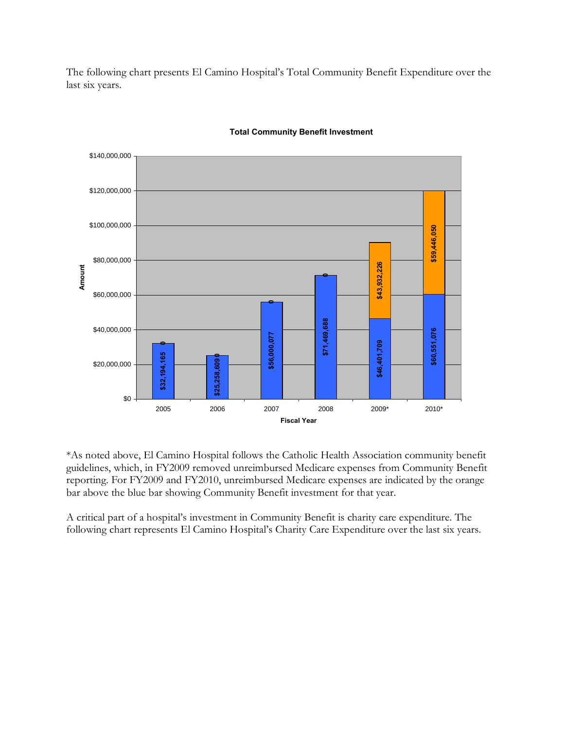The following chart presents El Camino Hospital's Total Community Benefit Expenditure over the last six years.

**Total Community Benefit Investment**

| Fiscal Year | Community Benefit (blue) | Unreimbursed Medicare (orange) |
| --- | --- | --- |
| 2005 | $32,194,165 | 0 |
| 2006 | $25,258,609 | 0 |
| 2007 | $56,000,077 | 0 |
| 2008 | $71,469,688 | 0 |
| 2009* | $46,401,709 | $43,932,226 |
| 2010* | $60,551,076 | $59,446,050 |

*As noted above, El Camino Hospital follows the Catholic Health Association community benefit guidelines, which, in FY2009 removed unreimbursed Medicare expenses from Community Benefit reporting. For FY2009 and FY2010, unreimbursed Medicare expenses are indicated by the orange bar above the blue bar showing Community Benefit investment for that year.

A critical part of a hospital's investment in Community Benefit is charity care expenditure. The following chart represents El Camino Hospital's Charity Care Expenditure over the last six years.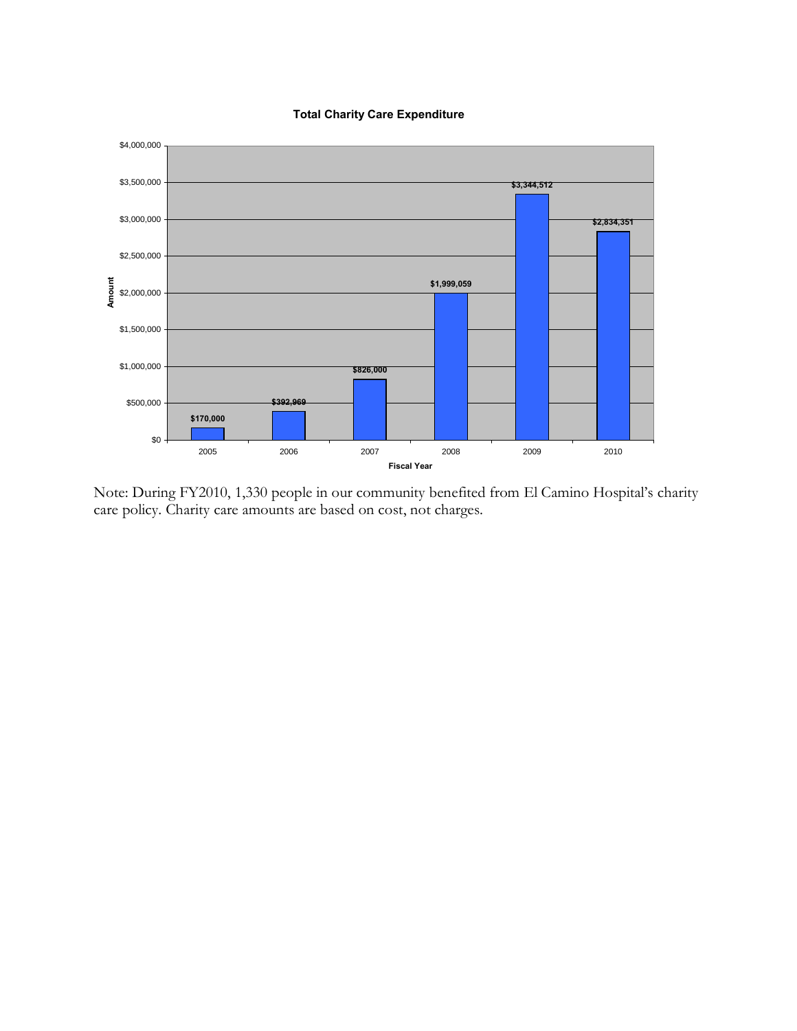**Total Charity Care Expenditure**

| Fiscal Year | Amount |
|---|---|
| 2005 | $170,000 |
| 2006 | $392,969 |
| 2007 | $826,000 |
| 2008 | $1,999,059 |
| 2009 | $3,344,512 |
| 2010 | $2,834,351 |

Note: During FY2010, 1,330 people in our community benefited from El Camino Hospital's charity care policy. Charity care amounts are based on cost, not charges.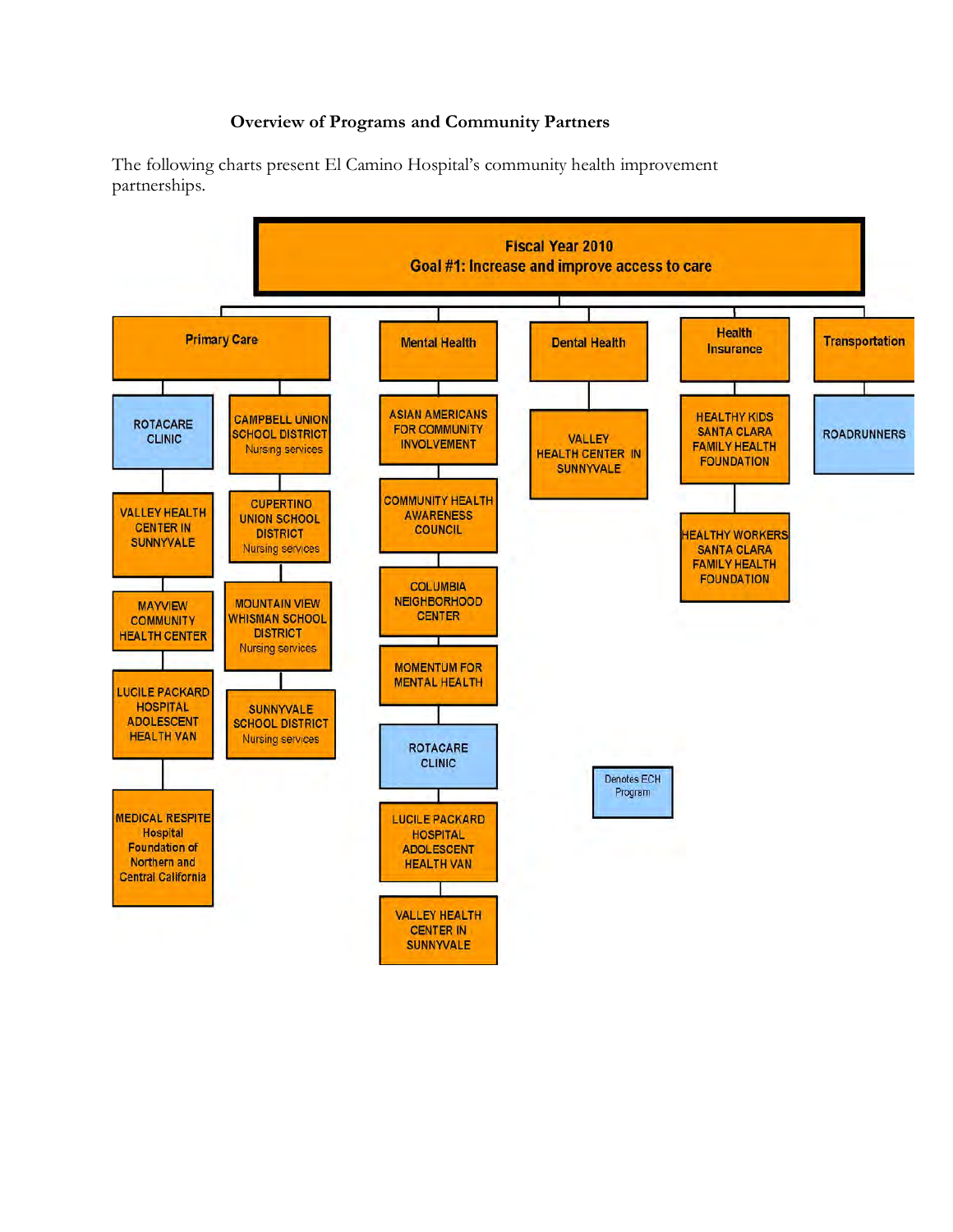### Overview of Programs and Community Partners

The following charts present El Camino Hospital's community health improvement partnerships.

**Fiscal Year 2010**
**Goal #1: Increase and improve access to care**

- **Primary Care**
  - ROTACARE CLINIC
  - VALLEY HEALTH CENTER IN SUNNYVALE
  - MAYVIEW COMMUNITY HEALTH CENTER
  - LUCILE PACKARD HOSPITAL ADOLESCENT HEALTH VAN
  - MEDICAL RESPITE Hospital Foundation of Northern and Central California
  - CAMPBELL UNION SCHOOL DISTRICT Nursing services
  - CUPERTINO UNION SCHOOL DISTRICT Nursing services
  - MOUNTAIN VIEW WHISMAN SCHOOL DISTRICT Nursing services
  - SUNNYVALE SCHOOL DISTRICT Nursing services
- **Mental Health**
  - ASIAN AMERICANS FOR COMMUNITY INVOLVEMENT
  - COMMUNITY HEALTH AWARENESS COUNCIL
  - COLUMBIA NEIGHBORHOOD CENTER
  - MOMENTUM FOR MENTAL HEALTH
  - ROTACARE CLINIC
  - LUCILE PACKARD HOSPITAL ADOLESCENT HEALTH VAN
  - VALLEY HEALTH CENTER IN SUNNYVALE
- **Dental Health**
  - VALLEY HEALTH CENTER IN SUNNYVALE
- **Health Insurance**
  - HEALTHY KIDS SANTA CLARA FAMILY HEALTH FOUNDATION
  - HEALTHY WORKERS SANTA CLARA FAMILY HEALTH FOUNDATION
- **Transportation**
  - ROADRUNNERS

Denotes ECH Program (ROTACARE CLINIC, ROADRUNNERS)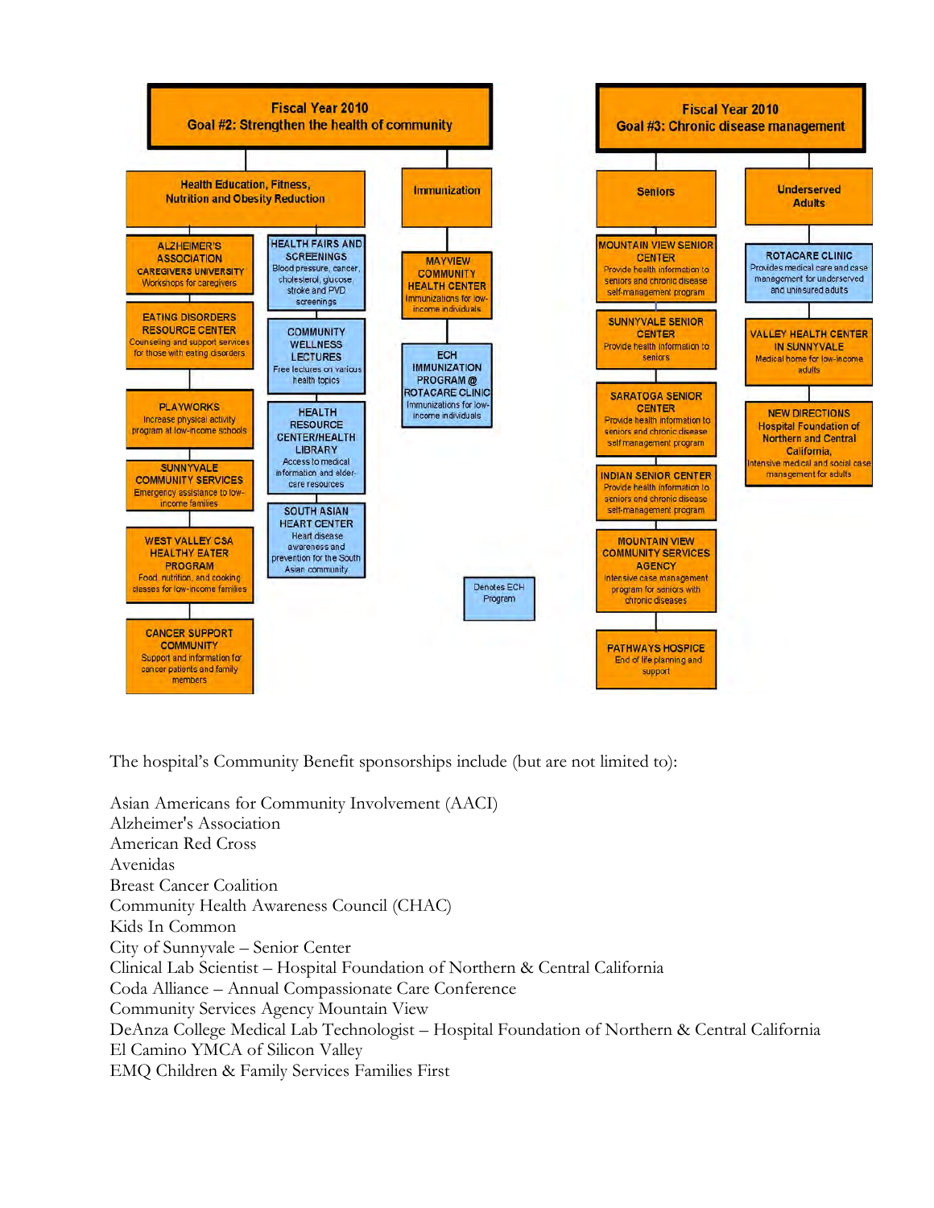## Fiscal Year 2010 — Goal #2: Strengthen the health of community

### Health Education, Fitness, Nutrition and Obesity Reduction

- **ALZHEIMER'S ASSOCIATION CAREGIVERS UNIVERSITY** — Workshops for caregivers
- **EATING DISORDERS RESOURCE CENTER** — Counseling and support services for those with eating disorders
- **PLAYWORKS** — Increase physical activity program at low-income schools
- **SUNNYVALE COMMUNITY SERVICES** — Emergency assistance to low-income families
- **WEST VALLEY CSA HEALTHY EATER PROGRAM** — Food, nutrition, and cooking classes for low-income families
- **CANCER SUPPORT COMMUNITY** — Support and information for cancer patients and family members
- **HEALTH FAIRS AND SCREENINGS** — Blood pressure, cancer, cholesterol, glucose, stroke and PVD screenings
- **COMMUNITY WELLNESS LECTURES** — Free lectures on various health topics
- **HEALTH RESOURCE CENTER/HEALTH LIBRARY** — Access to medical information and elder-care resources
- **SOUTH ASIAN HEART CENTER** — Heart disease awareness and prevention for the South Asian community

### Immunization

- **MAYVIEW COMMUNITY HEALTH CENTER** — Immunizations for low-income individuals
- **ECH IMMUNIZATION PROGRAM @ ROTACARE CLINIC** — Immunizations for low-income individuals

Denotes ECH Program

## Fiscal Year 2010 — Goal #3: Chronic disease management

### Seniors

- **MOUNTAIN VIEW SENIOR CENTER** — Provide health information to seniors and chronic disease self-management program
- **SUNNYVALE SENIOR CENTER** — Provide health information to seniors
- **SARATOGA SENIOR CENTER** — Provide health information to seniors and chronic disease self management program
- **INDIAN SENIOR CENTER** — Provide health information to seniors and chronic disease self-management program
- **MOUNTAIN VIEW COMMUNITY SERVICES AGENCY** — Intensive case management program for seniors with chronic diseases
- **PATHWAYS HOSPICE** — End of life planning and support

### Underserved Adults

- **ROTACARE CLINIC** — Provides medical care and case management for underserved and uninsured adults
- **VALLEY HEALTH CENTER IN SUNNYVALE** — Medical home for low-income adults
- **NEW DIRECTIONS Hospital Foundation of Northern and Central California,** — Intensive medical and social case management for adults

The hospital's Community Benefit sponsorships include (but are not limited to):

Asian Americans for Community Involvement (AACI)
Alzheimer's Association
American Red Cross
Avenidas
Breast Cancer Coalition
Community Health Awareness Council (CHAC)
Kids In Common
City of Sunnyvale – Senior Center
Clinical Lab Scientist – Hospital Foundation of Northern & Central California
Coda Alliance – Annual Compassionate Care Conference
Community Services Agency Mountain View
DeAnza College Medical Lab Technologist – Hospital Foundation of Northern & Central California
El Camino YMCA of Silicon Valley
EMQ Children & Family Services Families First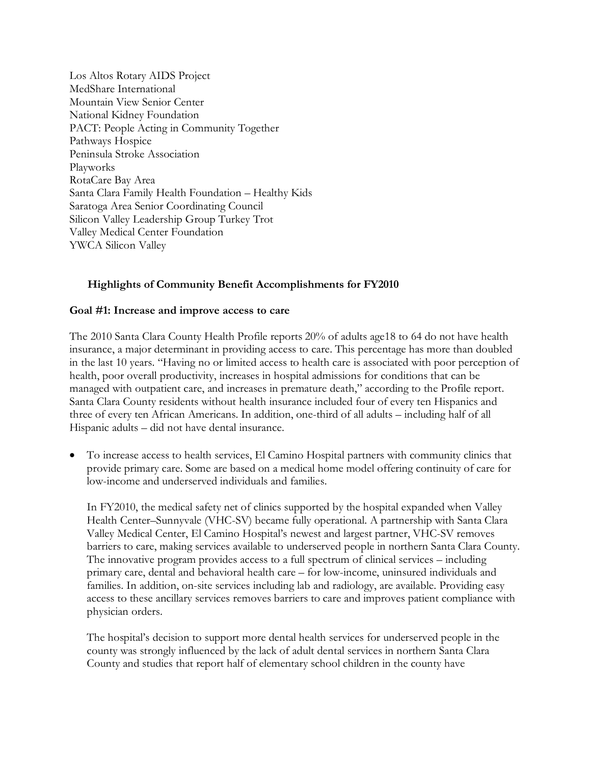Los Altos Rotary AIDS Project
MedShare International
Mountain View Senior Center
National Kidney Foundation
PACT: People Acting in Community Together
Pathways Hospice
Peninsula Stroke Association
Playworks
RotaCare Bay Area
Santa Clara Family Health Foundation – Healthy Kids
Saratoga Area Senior Coordinating Council
Silicon Valley Leadership Group Turkey Trot
Valley Medical Center Foundation
YWCA Silicon Valley

## Highlights of Community Benefit Accomplishments for FY2010

### Goal #1: Increase and improve access to care

The 2010 Santa Clara County Health Profile reports 20% of adults age18 to 64 do not have health insurance, a major determinant in providing access to care. This percentage has more than doubled in the last 10 years. "Having no or limited access to health care is associated with poor perception of health, poor overall productivity, increases in hospital admissions for conditions that can be managed with outpatient care, and increases in premature death," according to the Profile report. Santa Clara County residents without health insurance included four of every ten Hispanics and three of every ten African Americans. In addition, one-third of all adults – including half of all Hispanic adults – did not have dental insurance.

- To increase access to health services, El Camino Hospital partners with community clinics that provide primary care. Some are based on a medical home model offering continuity of care for low-income and underserved individuals and families.

  In FY2010, the medical safety net of clinics supported by the hospital expanded when Valley Health Center–Sunnyvale (VHC-SV) became fully operational. A partnership with Santa Clara Valley Medical Center, El Camino Hospital's newest and largest partner, VHC-SV removes barriers to care, making services available to underserved people in northern Santa Clara County. The innovative program provides access to a full spectrum of clinical services – including primary care, dental and behavioral health care – for low-income, uninsured individuals and families. In addition, on-site services including lab and radiology, are available. Providing easy access to these ancillary services removes barriers to care and improves patient compliance with physician orders.

  The hospital's decision to support more dental health services for underserved people in the county was strongly influenced by the lack of adult dental services in northern Santa Clara County and studies that report half of elementary school children in the county have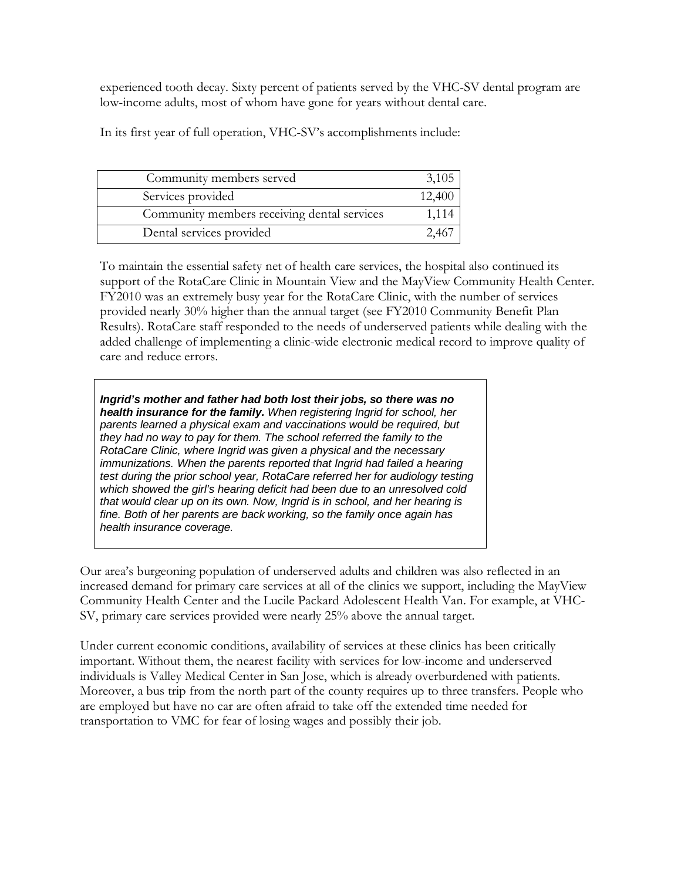experienced tooth decay. Sixty percent of patients served by the VHC-SV dental program are low-income adults, most of whom have gone for years without dental care.

In its first year of full operation, VHC-SV's accomplishments include:

| | |
|---|---|
| Community members served | 3,105 |
| Services provided | 12,400 |
| Community members receiving dental services | 1,114 |
| Dental services provided | 2,467 |

To maintain the essential safety net of health care services, the hospital also continued its support of the RotaCare Clinic in Mountain View and the MayView Community Health Center. FY2010 was an extremely busy year for the RotaCare Clinic, with the number of services provided nearly 30% higher than the annual target (see FY2010 Community Benefit Plan Results). RotaCare staff responded to the needs of underserved patients while dealing with the added challenge of implementing a clinic-wide electronic medical record to improve quality of care and reduce errors.

***Ingrid's mother and father had both lost their jobs, so there was no health insurance for the family.*** *When registering Ingrid for school, her parents learned a physical exam and vaccinations would be required, but they had no way to pay for them. The school referred the family to the RotaCare Clinic, where Ingrid was given a physical and the necessary immunizations. When the parents reported that Ingrid had failed a hearing test during the prior school year, RotaCare referred her for audiology testing which showed the girl's hearing deficit had been due to an unresolved cold that would clear up on its own. Now, Ingrid is in school, and her hearing is fine. Both of her parents are back working, so the family once again has health insurance coverage.*

Our area's burgeoning population of underserved adults and children was also reflected in an increased demand for primary care services at all of the clinics we support, including the MayView Community Health Center and the Lucile Packard Adolescent Health Van. For example, at VHC-SV, primary care services provided were nearly 25% above the annual target.

Under current economic conditions, availability of services at these clinics has been critically important. Without them, the nearest facility with services for low-income and underserved individuals is Valley Medical Center in San Jose, which is already overburdened with patients. Moreover, a bus trip from the north part of the county requires up to three transfers. People who are employed but have no car are often afraid to take off the extended time needed for transportation to VMC for fear of losing wages and possibly their job.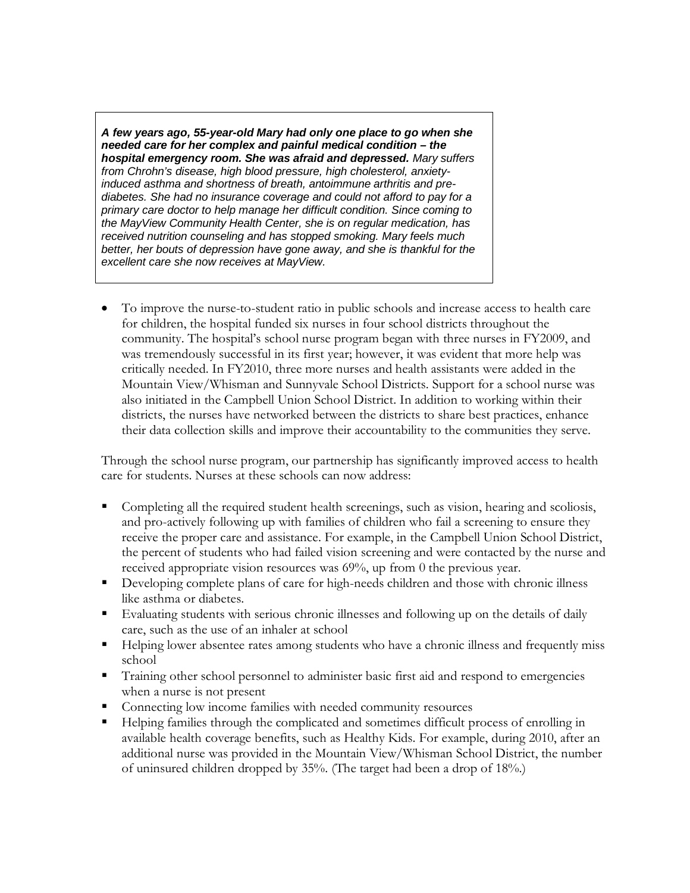> ***A few years ago, 55-year-old Mary had only one place to go when she needed care for her complex and painful medical condition – the hospital emergency room. She was afraid and depressed.*** *Mary suffers from Chrohn's disease, high blood pressure, high cholesterol, anxiety-induced asthma and shortness of breath, antoimmune arthritis and pre-diabetes. She had no insurance coverage and could not afford to pay for a primary care doctor to help manage her difficult condition. Since coming to the MayView Community Health Center, she is on regular medication, has received nutrition counseling and has stopped smoking. Mary feels much better, her bouts of depression have gone away, and she is thankful for the excellent care she now receives at MayView.*

- To improve the nurse-to-student ratio in public schools and increase access to health care for children, the hospital funded six nurses in four school districts throughout the community. The hospital's school nurse program began with three nurses in FY2009, and was tremendously successful in its first year; however, it was evident that more help was critically needed. In FY2010, three more nurses and health assistants were added in the Mountain View/Whisman and Sunnyvale School Districts. Support for a school nurse was also initiated in the Campbell Union School District. In addition to working within their districts, the nurses have networked between the districts to share best practices, enhance their data collection skills and improve their accountability to the communities they serve.

Through the school nurse program, our partnership has significantly improved access to health care for students. Nurses at these schools can now address:

- Completing all the required student health screenings, such as vision, hearing and scoliosis, and pro-actively following up with families of children who fail a screening to ensure they receive the proper care and assistance. For example, in the Campbell Union School District, the percent of students who had failed vision screening and were contacted by the nurse and received appropriate vision resources was 69%, up from 0 the previous year.
- Developing complete plans of care for high-needs children and those with chronic illness like asthma or diabetes.
- Evaluating students with serious chronic illnesses and following up on the details of daily care, such as the use of an inhaler at school
- Helping lower absentee rates among students who have a chronic illness and frequently miss school
- Training other school personnel to administer basic first aid and respond to emergencies when a nurse is not present
- Connecting low income families with needed community resources
- Helping families through the complicated and sometimes difficult process of enrolling in available health coverage benefits, such as Healthy Kids. For example, during 2010, after an additional nurse was provided in the Mountain View/Whisman School District, the number of uninsured children dropped by 35%. (The target had been a drop of 18%.)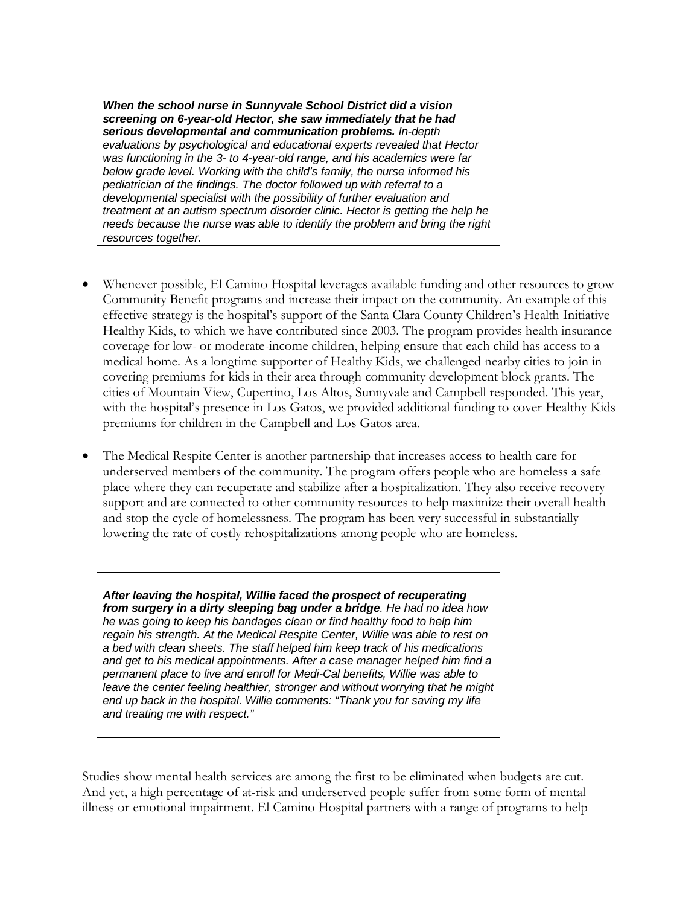> ***When the school nurse in Sunnyvale School District did a vision screening on 6-year-old Hector, she saw immediately that he had serious developmental and communication problems.*** *In-depth evaluations by psychological and educational experts revealed that Hector was functioning in the 3- to 4-year-old range, and his academics were far below grade level. Working with the child's family, the nurse informed his pediatrician of the findings. The doctor followed up with referral to a developmental specialist with the possibility of further evaluation and treatment at an autism spectrum disorder clinic. Hector is getting the help he needs because the nurse was able to identify the problem and bring the right resources together.*

- Whenever possible, El Camino Hospital leverages available funding and other resources to grow Community Benefit programs and increase their impact on the community. An example of this effective strategy is the hospital's support of the Santa Clara County Children's Health Initiative Healthy Kids, to which we have contributed since 2003. The program provides health insurance coverage for low- or moderate-income children, helping ensure that each child has access to a medical home. As a longtime supporter of Healthy Kids, we challenged nearby cities to join in covering premiums for kids in their area through community development block grants. The cities of Mountain View, Cupertino, Los Altos, Sunnyvale and Campbell responded. This year, with the hospital's presence in Los Gatos, we provided additional funding to cover Healthy Kids premiums for children in the Campbell and Los Gatos area.

- The Medical Respite Center is another partnership that increases access to health care for underserved members of the community. The program offers people who are homeless a safe place where they can recuperate and stabilize after a hospitalization. They also receive recovery support and are connected to other community resources to help maximize their overall health and stop the cycle of homelessness. The program has been very successful in substantially lowering the rate of costly rehospitalizations among people who are homeless.

> ***After leaving the hospital, Willie faced the prospect of recuperating from surgery in a dirty sleeping bag under a bridge****. He had no idea how he was going to keep his bandages clean or find healthy food to help him regain his strength. At the Medical Respite Center, Willie was able to rest on a bed with clean sheets. The staff helped him keep track of his medications and get to his medical appointments. After a case manager helped him find a permanent place to live and enroll for Medi-Cal benefits, Willie was able to leave the center feeling healthier, stronger and without worrying that he might end up back in the hospital. Willie comments: "Thank you for saving my life and treating me with respect."*

Studies show mental health services are among the first to be eliminated when budgets are cut. And yet, a high percentage of at-risk and underserved people suffer from some form of mental illness or emotional impairment. El Camino Hospital partners with a range of programs to help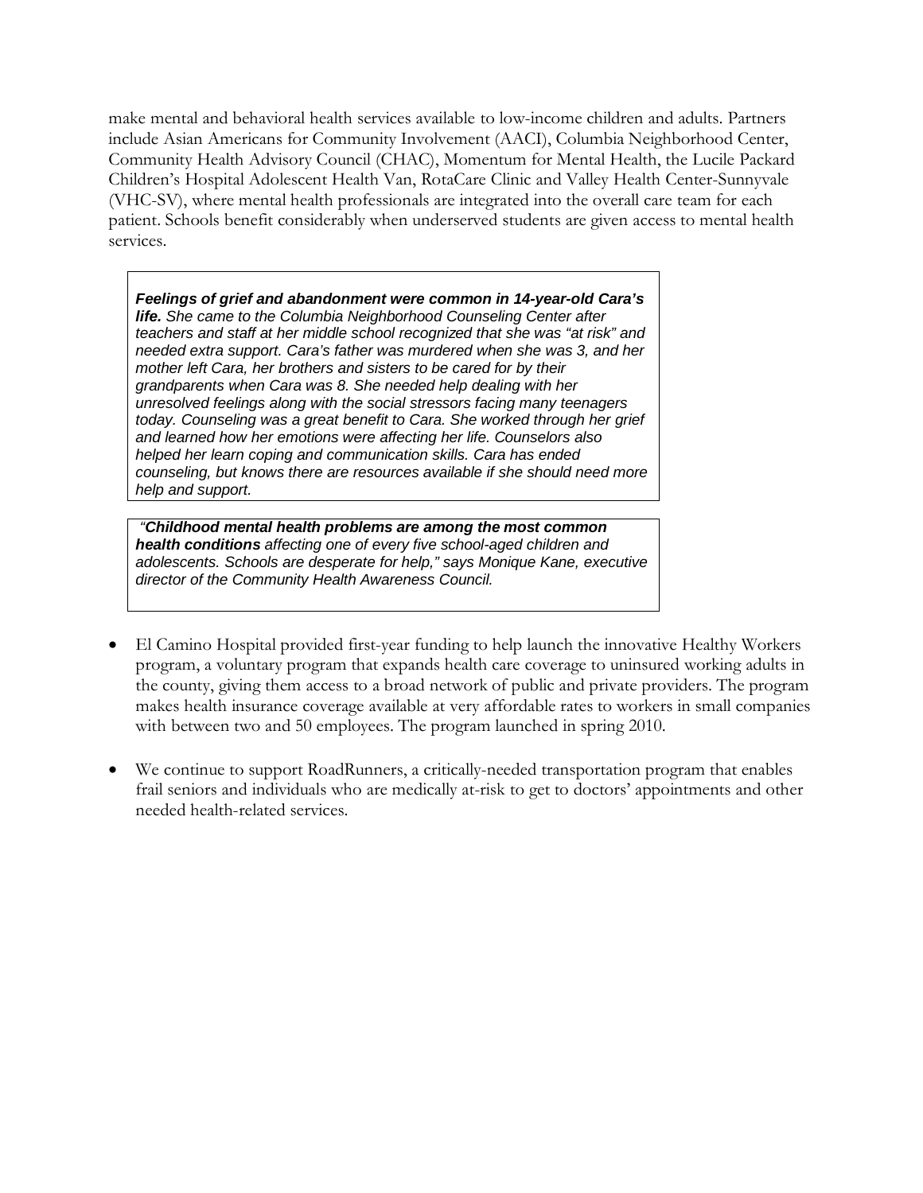make mental and behavioral health services available to low-income children and adults. Partners include Asian Americans for Community Involvement (AACI), Columbia Neighborhood Center, Community Health Advisory Council (CHAC), Momentum for Mental Health, the Lucile Packard Children's Hospital Adolescent Health Van, RotaCare Clinic and Valley Health Center-Sunnyvale (VHC-SV), where mental health professionals are integrated into the overall care team for each patient. Schools benefit considerably when underserved students are given access to mental health services.

> ***Feelings of grief and abandonment were common in 14-year-old Cara's life.*** *She came to the Columbia Neighborhood Counseling Center after teachers and staff at her middle school recognized that she was "at risk" and needed extra support. Cara's father was murdered when she was 3, and her mother left Cara, her brothers and sisters to be cared for by their grandparents when Cara was 8. She needed help dealing with her unresolved feelings along with the social stressors facing many teenagers today. Counseling was a great benefit to Cara. She worked through her grief and learned how her emotions were affecting her life. Counselors also helped her learn coping and communication skills. Cara has ended counseling, but knows there are resources available if she should need more help and support.*

> *"**Childhood mental health problems are among the most common health conditions** affecting one of every five school-aged children and adolescents. Schools are desperate for help," says Monique Kane, executive director of the Community Health Awareness Council.*

- El Camino Hospital provided first-year funding to help launch the innovative Healthy Workers program, a voluntary program that expands health care coverage to uninsured working adults in the county, giving them access to a broad network of public and private providers. The program makes health insurance coverage available at very affordable rates to workers in small companies with between two and 50 employees. The program launched in spring 2010.

- We continue to support RoadRunners, a critically-needed transportation program that enables frail seniors and individuals who are medically at-risk to get to doctors' appointments and other needed health-related services.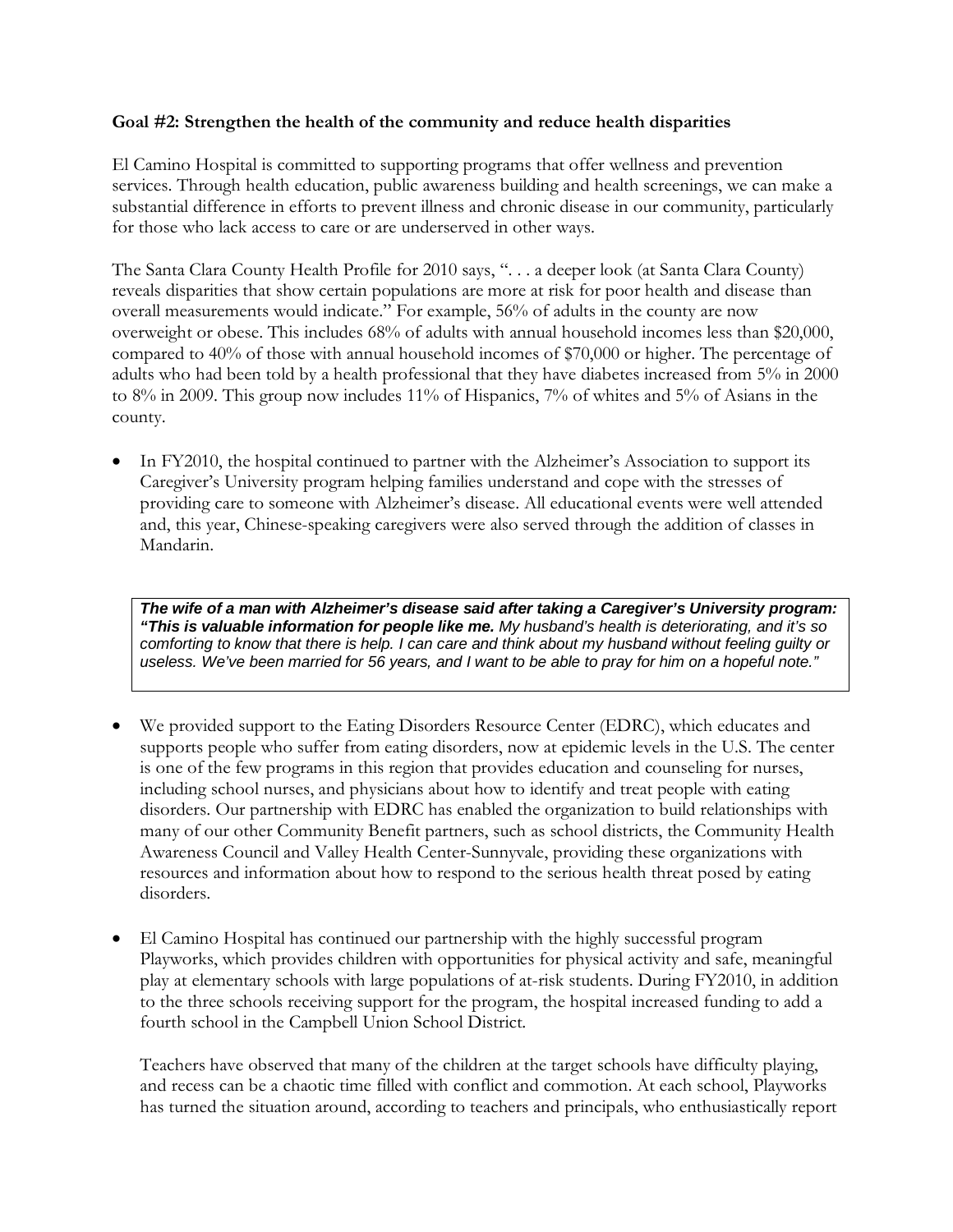**Goal #2: Strengthen the health of the community and reduce health disparities**

El Camino Hospital is committed to supporting programs that offer wellness and prevention services. Through health education, public awareness building and health screenings, we can make a substantial difference in efforts to prevent illness and chronic disease in our community, particularly for those who lack access to care or are underserved in other ways.

The Santa Clara County Health Profile for 2010 says, ". . . a deeper look (at Santa Clara County) reveals disparities that show certain populations are more at risk for poor health and disease than overall measurements would indicate." For example, 56% of adults in the county are now overweight or obese. This includes 68% of adults with annual household incomes less than $20,000, compared to 40% of those with annual household incomes of $70,000 or higher. The percentage of adults who had been told by a health professional that they have diabetes increased from 5% in 2000 to 8% in 2009. This group now includes 11% of Hispanics, 7% of whites and 5% of Asians in the county.

- In FY2010, the hospital continued to partner with the Alzheimer's Association to support its Caregiver's University program helping families understand and cope with the stresses of providing care to someone with Alzheimer's disease. All educational events were well attended and, this year, Chinese-speaking caregivers were also served through the addition of classes in Mandarin.

> ***The wife of a man with Alzheimer's disease said after taking a Caregiver's University program: "This is valuable information for people like me.*** *My husband's health is deteriorating, and it's so comforting to know that there is help. I can care and think about my husband without feeling guilty or useless. We've been married for 56 years, and I want to be able to pray for him on a hopeful note."*

- We provided support to the Eating Disorders Resource Center (EDRC), which educates and supports people who suffer from eating disorders, now at epidemic levels in the U.S. The center is one of the few programs in this region that provides education and counseling for nurses, including school nurses, and physicians about how to identify and treat people with eating disorders. Our partnership with EDRC has enabled the organization to build relationships with many of our other Community Benefit partners, such as school districts, the Community Health Awareness Council and Valley Health Center-Sunnyvale, providing these organizations with resources and information about how to respond to the serious health threat posed by eating disorders.

- El Camino Hospital has continued our partnership with the highly successful program Playworks, which provides children with opportunities for physical activity and safe, meaningful play at elementary schools with large populations of at-risk students. During FY2010, in addition to the three schools receiving support for the program, the hospital increased funding to add a fourth school in the Campbell Union School District.

  Teachers have observed that many of the children at the target schools have difficulty playing, and recess can be a chaotic time filled with conflict and commotion. At each school, Playworks has turned the situation around, according to teachers and principals, who enthusiastically report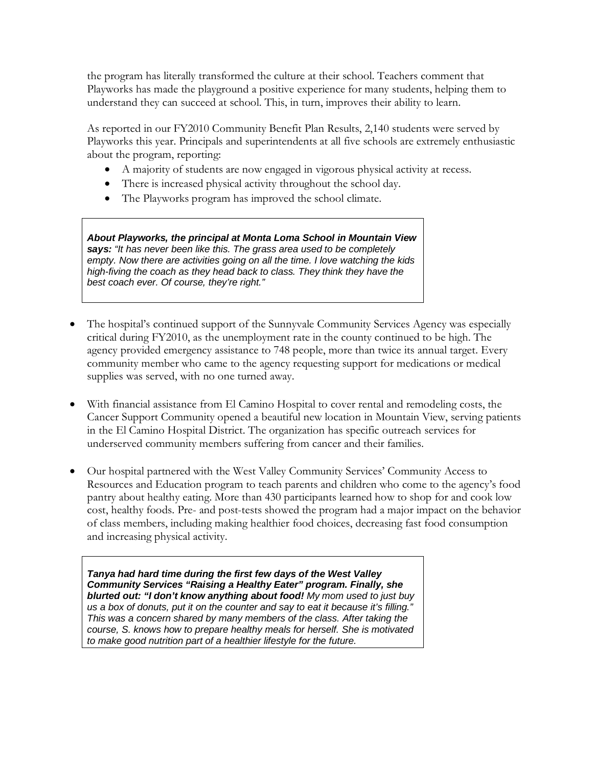the program has literally transformed the culture at their school. Teachers comment that Playworks has made the playground a positive experience for many students, helping them to understand they can succeed at school. This, in turn, improves their ability to learn.

As reported in our FY2010 Community Benefit Plan Results, 2,140 students were served by Playworks this year. Principals and superintendents at all five schools are extremely enthusiastic about the program, reporting:

- A majority of students are now engaged in vigorous physical activity at recess.
- There is increased physical activity throughout the school day.
- The Playworks program has improved the school climate.

> ***About Playworks, the principal at Monta Loma School in Mountain View says:*** *"It has never been like this. The grass area used to be completely empty. Now there are activities going on all the time. I love watching the kids high-fiving the coach as they head back to class. They think they have the best coach ever. Of course, they're right."*

- The hospital's continued support of the Sunnyvale Community Services Agency was especially critical during FY2010, as the unemployment rate in the county continued to be high. The agency provided emergency assistance to 748 people, more than twice its annual target. Every community member who came to the agency requesting support for medications or medical supplies was served, with no one turned away.

- With financial assistance from El Camino Hospital to cover rental and remodeling costs, the Cancer Support Community opened a beautiful new location in Mountain View, serving patients in the El Camino Hospital District. The organization has specific outreach services for underserved community members suffering from cancer and their families.

- Our hospital partnered with the West Valley Community Services' Community Access to Resources and Education program to teach parents and children who come to the agency's food pantry about healthy eating. More than 430 participants learned how to shop for and cook low cost, healthy foods. Pre- and post-tests showed the program had a major impact on the behavior of class members, including making healthier food choices, decreasing fast food consumption and increasing physical activity.

> ***Tanya had hard time during the first few days of the West Valley Community Services "Raising a Healthy Eater" program. Finally, she blurted out: "I don't know anything about food!*** *My mom used to just buy us a box of donuts, put it on the counter and say to eat it because it's filling." This was a concern shared by many members of the class. After taking the course, S. knows how to prepare healthy meals for herself. She is motivated to make good nutrition part of a healthier lifestyle for the future.*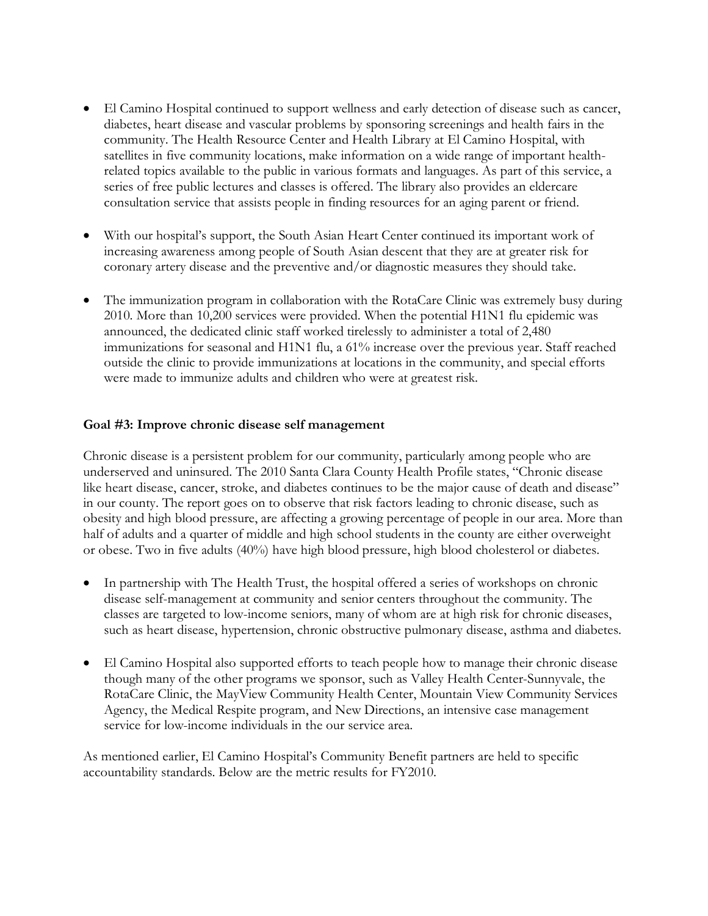- El Camino Hospital continued to support wellness and early detection of disease such as cancer, diabetes, heart disease and vascular problems by sponsoring screenings and health fairs in the community. The Health Resource Center and Health Library at El Camino Hospital, with satellites in five community locations, make information on a wide range of important health-related topics available to the public in various formats and languages. As part of this service, a series of free public lectures and classes is offered. The library also provides an eldercare consultation service that assists people in finding resources for an aging parent or friend.

- With our hospital's support, the South Asian Heart Center continued its important work of increasing awareness among people of South Asian descent that they are at greater risk for coronary artery disease and the preventive and/or diagnostic measures they should take.

- The immunization program in collaboration with the RotaCare Clinic was extremely busy during 2010. More than 10,200 services were provided. When the potential H1N1 flu epidemic was announced, the dedicated clinic staff worked tirelessly to administer a total of 2,480 immunizations for seasonal and H1N1 flu, a 61% increase over the previous year. Staff reached outside the clinic to provide immunizations at locations in the community, and special efforts were made to immunize adults and children who were at greatest risk.

**Goal #3: Improve chronic disease self management**

Chronic disease is a persistent problem for our community, particularly among people who are underserved and uninsured. The 2010 Santa Clara County Health Profile states, "Chronic disease like heart disease, cancer, stroke, and diabetes continues to be the major cause of death and disease" in our county. The report goes on to observe that risk factors leading to chronic disease, such as obesity and high blood pressure, are affecting a growing percentage of people in our area. More than half of adults and a quarter of middle and high school students in the county are either overweight or obese. Two in five adults (40%) have high blood pressure, high blood cholesterol or diabetes.

- In partnership with The Health Trust, the hospital offered a series of workshops on chronic disease self-management at community and senior centers throughout the community. The classes are targeted to low-income seniors, many of whom are at high risk for chronic diseases, such as heart disease, hypertension, chronic obstructive pulmonary disease, asthma and diabetes.

- El Camino Hospital also supported efforts to teach people how to manage their chronic disease though many of the other programs we sponsor, such as Valley Health Center-Sunnyvale, the RotaCare Clinic, the MayView Community Health Center, Mountain View Community Services Agency, the Medical Respite program, and New Directions, an intensive case management service for low-income individuals in the our service area.

As mentioned earlier, El Camino Hospital's Community Benefit partners are held to specific accountability standards. Below are the metric results for FY2010.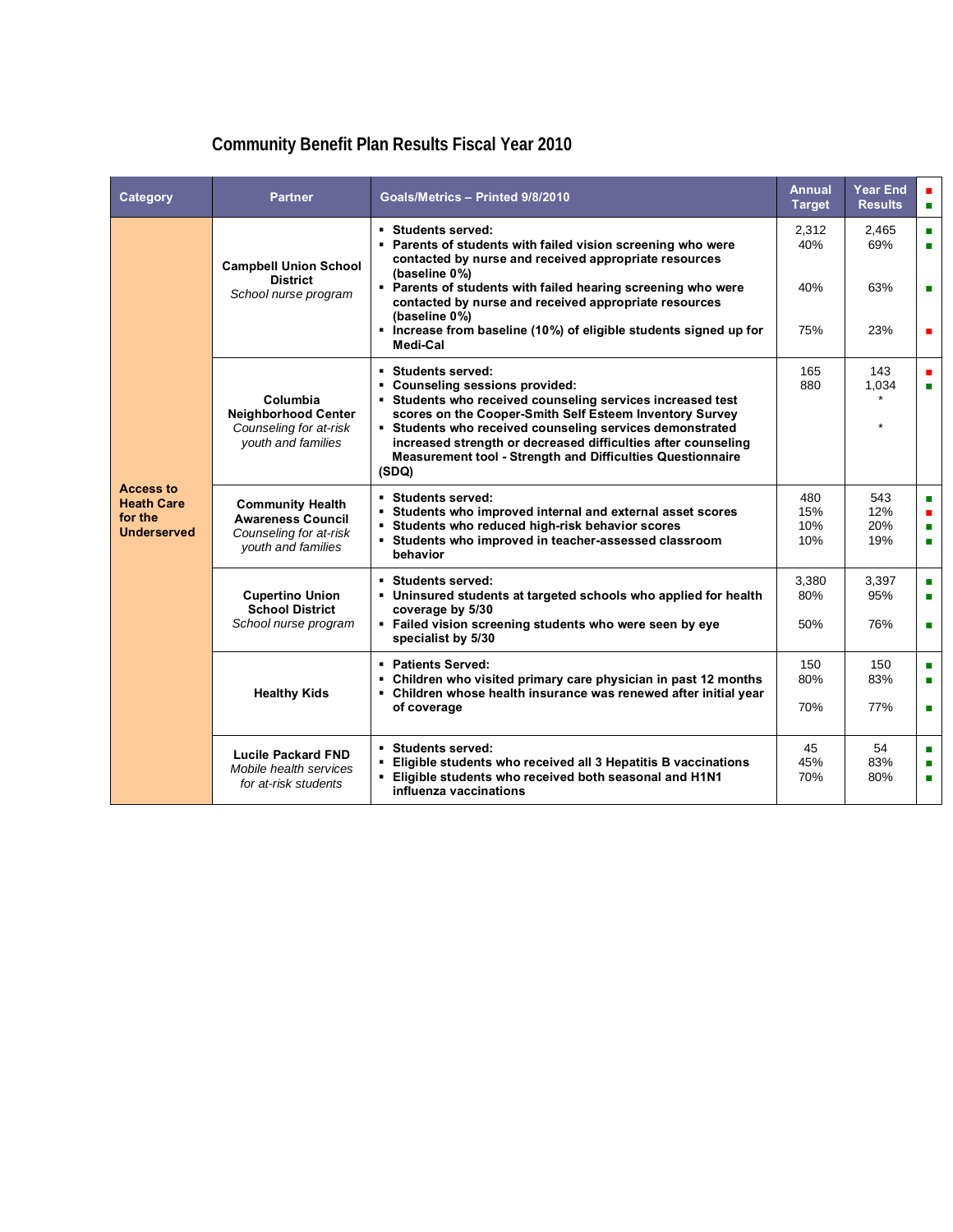## Community Benefit Plan Results Fiscal Year 2010

| Category | Partner | Goals/Metrics – Printed 9/8/2010 | Annual Target | Year End Results | ■ ■ |
|---|---|---|---|---|---|
| Access to Heath Care for the Underserved | **Campbell Union School District** *School nurse program* | ▪ Students served:<br>▪ Parents of students with failed vision screening who were contacted by nurse and received appropriate resources (baseline 0%)<br>▪ Parents of students with failed hearing screening who were contacted by nurse and received appropriate resources (baseline 0%)<br>▪ Increase from baseline (10%) of eligible students signed up for Medi-Cal | 2,312<br>40%<br><br>40%<br><br>75% | 2,465<br>69%<br><br>63%<br><br>23% | ■<br>■<br><br>■<br><br>■ |
| | **Columbia Neighborhood Center** *Counseling for at-risk youth and families* | ▪ Students served:<br>▪ Counseling sessions provided:<br>▪ Students who received counseling services increased test scores on the Cooper-Smith Self Esteem Inventory Survey<br>▪ Students who received counseling services demonstrated increased strength or decreased difficulties after counseling Measurement tool - Strength and Difficulties Questionnaire (SDQ) | 165<br>880 | 143<br>1,034<br>*<br><br>* | ■<br>■ |
| | **Community Health Awareness Council** *Counseling for at-risk youth and families* | ▪ Students served:<br>▪ Students who improved internal and external asset scores<br>▪ Students who reduced high-risk behavior scores<br>▪ Students who improved in teacher-assessed classroom behavior | 480<br>15%<br>10%<br>10% | 543<br>12%<br>20%<br>19% | ■<br>■<br>■<br>■ |
| | **Cupertino Union School District** *School nurse program* | ▪ Students served:<br>▪ Uninsured students at targeted schools who applied for health coverage by 5/30<br>▪ Failed vision screening students who were seen by eye specialist by 5/30 | 3,380<br>80%<br><br>50% | 3,397<br>95%<br><br>76% | ■<br>■<br><br>■ |
| | **Healthy Kids** | ▪ Patients Served:<br>▪ Children who visited primary care physician in past 12 months<br>▪ Children whose health insurance was renewed after initial year of coverage | 150<br>80%<br><br>70% | 150<br>83%<br><br>77% | ■<br>■<br><br>■ |
| | **Lucile Packard FND** *Mobile health services for at-risk students* | ▪ Students served:<br>▪ Eligible students who received all 3 Hepatitis B vaccinations<br>▪ Eligible students who received both seasonal and H1N1 influenza vaccinations | 45<br>45%<br>70% | 54<br>83%<br>80% | ■<br>■<br>■ |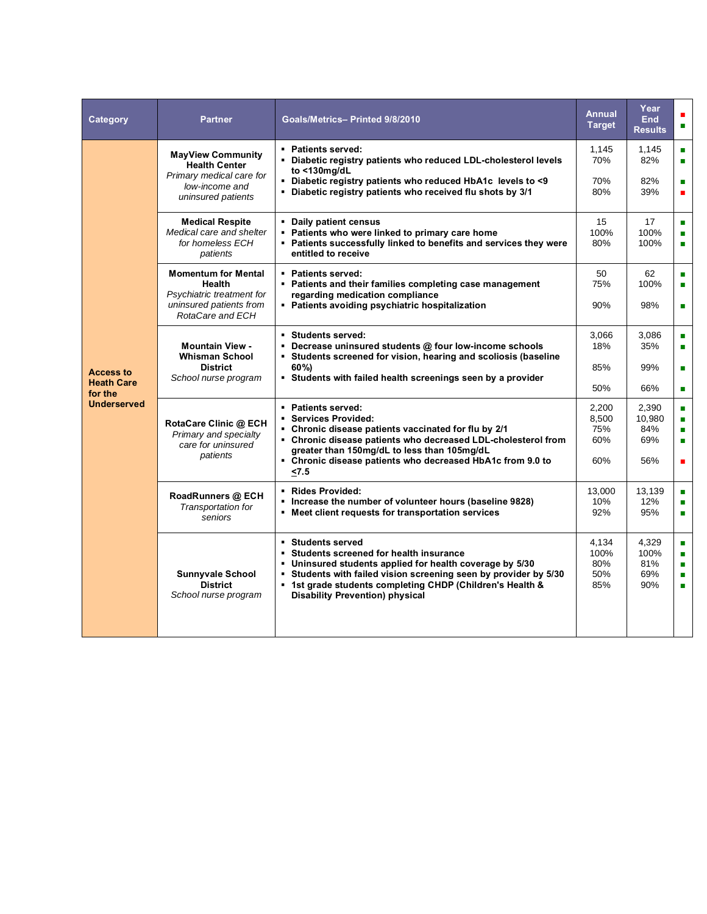| Category | Partner | Goals/Metrics– Printed 9/8/2010 | Annual Target | Year End Results | ■ ■ |
|---|---|---|---|---|---|
| **Access to Heath Care for the Underserved** | **MayView Community Health Center** *Primary medical care for low-income and uninsured patients* | ▪ **Patients served:**<br>▪ **Diabetic registry patients who reduced LDL-cholesterol levels to <130mg/dL**<br>▪ **Diabetic registry patients who reduced HbA1c levels to <9**<br>▪ **Diabetic registry patients who received flu shots by 3/1** | 1,145<br>70%<br>70%<br>80% | 1,145<br>82%<br>82%<br>39% | ■<br>■<br>■<br>■ |
| | **Medical Respite** *Medical care and shelter for homeless ECH patients* | ▪ **Daily patient census**<br>▪ **Patients who were linked to primary care home**<br>▪ **Patients successfully linked to benefits and services they were entitled to receive** | 15<br>100%<br>80% | 17<br>100%<br>100% | ■<br>■<br>■ |
| | **Momentum for Mental Health** *Psychiatric treatment for uninsured patients from RotaCare and ECH* | ▪ **Patients served:**<br>▪ **Patients and their families completing case management regarding medication compliance**<br>▪ **Patients avoiding psychiatric hospitalization** | 50<br>75%<br>90% | 62<br>100%<br>98% | ■<br>■<br>■ |
| | **Mountain View - Whisman School District** *School nurse program* | ▪ **Students served:**<br>▪ **Decrease uninsured students @ four low-income schools**<br>▪ **Students screened for vision, hearing and scoliosis (baseline 60%)**<br>▪ **Students with failed health screenings seen by a provider** | 3,066<br>18%<br>85%<br>50% | 3,086<br>35%<br>99%<br>66% | ■<br>■<br>■<br>■ |
| | **RotaCare Clinic @ ECH** *Primary and specialty care for uninsured patients* | ▪ **Patients served:**<br>▪ **Services Provided:**<br>▪ **Chronic disease patients vaccinated for flu by 2/1**<br>▪ **Chronic disease patients who decreased LDL-cholesterol from greater than 150mg/dL to less than 105mg/dL**<br>▪ **Chronic disease patients who decreased HbA1c from 9.0 to ≤7.5** | 2,200<br>8,500<br>75%<br>60%<br>60% | 2,390<br>10,980<br>84%<br>69%<br>56% | ■<br>■<br>■<br>■<br>■ |
| | **RoadRunners @ ECH** *Transportation for seniors* | ▪ **Rides Provided:**<br>▪ **Increase the number of volunteer hours (baseline 9828)**<br>▪ **Meet client requests for transportation services** | 13,000<br>10%<br>92% | 13,139<br>12%<br>95% | ■<br>■<br>■ |
| | **Sunnyvale School District** *School nurse program* | ▪ **Students served**<br>▪ **Students screened for health insurance**<br>▪ **Uninsured students applied for health coverage by 5/30**<br>▪ **Students with failed vision screening seen by provider by 5/30**<br>▪ **1st grade students completing CHDP (Children's Health & Disability Prevention) physical** | 4,134<br>100%<br>80%<br>50%<br>85% | 4,329<br>100%<br>81%<br>69%<br>90% | ■<br>■<br>■<br>■<br>■ |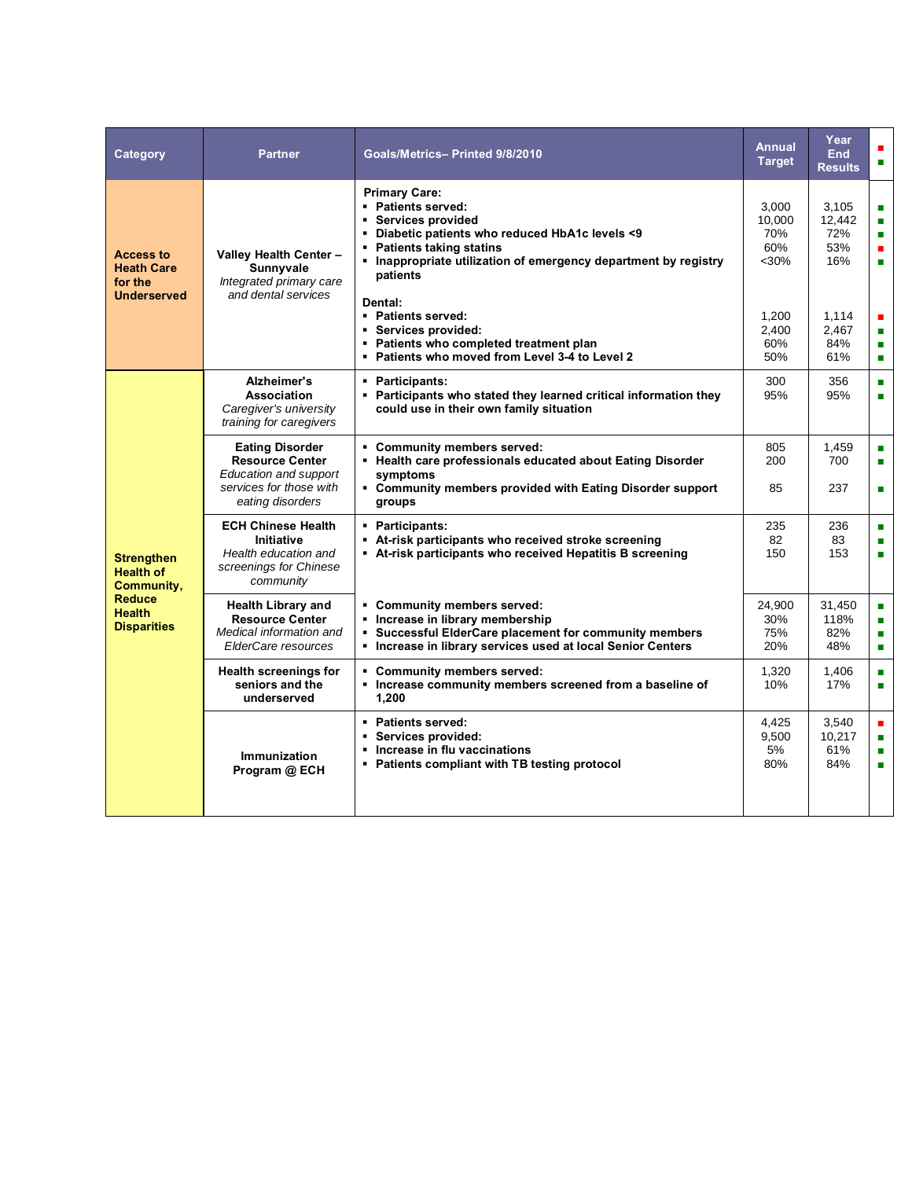| Category | Partner | Goals/Metrics– Printed 9/8/2010 | Annual Target | Year End Results | ■ ■ |
|---|---|---|---|---|---|
| **Access to Heath Care for the Underserved** | **Valley Health Center – Sunnyvale** *Integrated primary care and dental services* | **Primary Care:** | | | |
| | | ▪ **Patients served:** | 3,000 | 3,105 | ■ |
| | | ▪ **Services provided** | 10,000 | 12,442 | ■ |
| | | ▪ **Diabetic patients who reduced HbA1c levels <9** | 70% | 72% | ■ |
| | | ▪ **Patients taking statins** | 60% | 53% | ■ |
| | | ▪ **Inappropriate utilization of emergency department by registry patients** | <30% | 16% | ■ |
| | | **Dental:** | | | |
| | | ▪ **Patients served:** | 1,200 | 1,114 | ■ |
| | | ▪ **Services provided:** | 2,400 | 2,467 | ■ |
| | | ▪ **Patients who completed treatment plan** | 60% | 84% | ■ |
| | | ▪ **Patients who moved from Level 3-4 to Level 2** | 50% | 61% | ■ |
| **Strengthen Health of Community, Reduce Health Disparities** | **Alzheimer's Association** *Caregiver's university training for caregivers* | ▪ **Participants:** | 300 | 356 | ■ |
| | | ▪ **Participants who stated they learned critical information they could use in their own family situation** | 95% | 95% | ■ |
| | **Eating Disorder Resource Center** *Education and support services for those with eating disorders* | ▪ **Community members served:** | 805 | 1,459 | ■ |
| | | ▪ **Health care professionals educated about Eating Disorder symptoms** | 200 | 700 | ■ |
| | | ▪ **Community members provided with Eating Disorder support groups** | 85 | 237 | ■ |
| | **ECH Chinese Health Initiative** *Health education and screenings for Chinese community* | ▪ **Participants:** | 235 | 236 | ■ |
| | | ▪ **At-risk participants who received stroke screening** | 82 | 83 | ■ |
| | | ▪ **At-risk participants who received Hepatitis B screening** | 150 | 153 | ■ |
| | **Health Library and Resource Center** *Medical information and ElderCare resources* | ▪ **Community members served:** | 24,900 | 31,450 | ■ |
| | | ▪ **Increase in library membership** | 30% | 118% | ■ |
| | | ▪ **Successful ElderCare placement for community members** | 75% | 82% | ■ |
| | | ▪ **Increase in library services used at local Senior Centers** | 20% | 48% | ■ |
| | **Health screenings for seniors and the underserved** | ▪ **Community members served:** | 1,320 | 1,406 | ■ |
| | | ▪ **Increase community members screened from a baseline of 1,200** | 10% | 17% | ■ |
| | **Immunization Program @ ECH** | ▪ **Patients served:** | 4,425 | 3,540 | ■ |
| | | ▪ **Services provided:** | 9,500 | 10,217 | ■ |
| | | ▪ **Increase in flu vaccinations** | 5% | 61% | ■ |
| | | ▪ **Patients compliant with TB testing protocol** | 80% | 84% | ■ |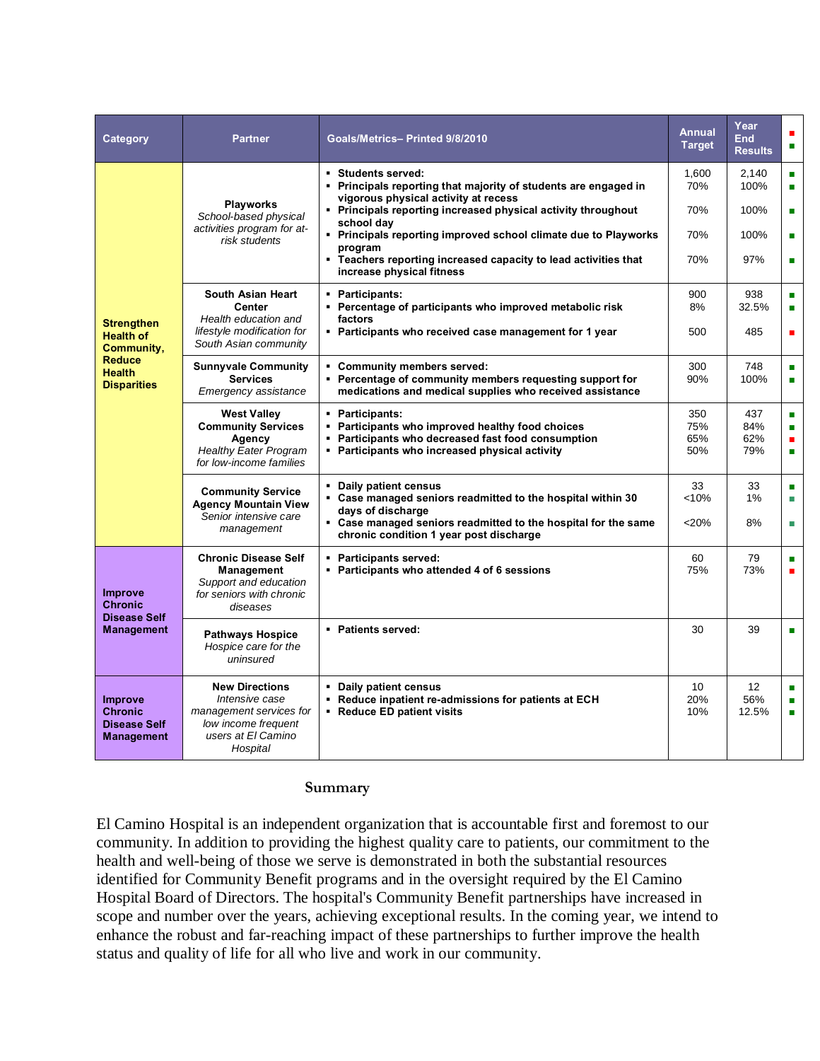| Category | Partner | Goals/Metrics– Printed 9/8/2010 | Annual Target | Year End Results | ■ ■ |
|---|---|---|---|---|---|
| **Strengthen Health of Community, Reduce Health Disparities** | **Playworks**<br>*School-based physical activities program for at-risk students* | ▪ **Students served:**<br>▪ **Principals reporting that majority of students are engaged in vigorous physical activity at recess**<br>▪ **Principals reporting increased physical activity throughout school day**<br>▪ **Principals reporting improved school climate due to Playworks program**<br>▪ **Teachers reporting increased capacity to lead activities that increase physical fitness** | 1,600<br>70%<br>70%<br>70%<br>70% | 2,140<br>100%<br>100%<br>100%<br>97% | ■<br>■<br>■<br>■<br>■ |
| | **South Asian Heart Center**<br>*Health education and lifestyle modification for South Asian community* | ▪ **Participants:**<br>▪ **Percentage of participants who improved metabolic risk factors**<br>▪ **Participants who received case management for 1 year** | 900<br>8%<br>500 | 938<br>32.5%<br>485 | ■<br>■<br>■ |
| | **Sunnyvale Community Services**<br>*Emergency assistance* | ▪ **Community members served:**<br>▪ **Percentage of community members requesting support for medications and medical supplies who received assistance** | 300<br>90% | 748<br>100% | ■<br>■ |
| | **West Valley Community Services Agency**<br>*Healthy Eater Program for low-income families* | ▪ **Participants:**<br>▪ **Participants who improved healthy food choices**<br>▪ **Participants who decreased fast food consumption**<br>▪ **Participants who increased physical activity** | 350<br>75%<br>65%<br>50% | 437<br>84%<br>62%<br>79% | ■<br>■<br>■<br>■ |
| | **Community Service Agency Mountain View**<br>*Senior intensive care management* | ▪ **Daily patient census**<br>▪ **Case managed seniors readmitted to the hospital within 30 days of discharge**<br>▪ **Case managed seniors readmitted to the hospital for the same chronic condition 1 year post discharge** | 33<br><10%<br><20% | 33<br>1%<br>8% | ■<br>■<br>■ |
| **Improve Chronic Disease Self Management** | **Chronic Disease Self Management**<br>*Support and education for seniors with chronic diseases* | ▪ **Participants served:**<br>▪ **Participants who attended 4 of 6 sessions** | 60<br>75% | 79<br>73% | ■<br>■ |
| | **Pathways Hospice**<br>*Hospice care for the uninsured* | ▪ **Patients served:** | 30 | 39 | ■ |
| **Improve Chronic Disease Self Management** | **New Directions**<br>*Intensive case management services for low income frequent users at El Camino Hospital* | ▪ **Daily patient census**<br>▪ **Reduce inpatient re-admissions for patients at ECH**<br>▪ **Reduce ED patient visits** | 10<br>20%<br>10% | 12<br>56%<br>12.5% | ■<br>■<br>■ |

## Summary

El Camino Hospital is an independent organization that is accountable first and foremost to our community. In addition to providing the highest quality care to patients, our commitment to the health and well-being of those we serve is demonstrated in both the substantial resources identified for Community Benefit programs and in the oversight required by the El Camino Hospital Board of Directors. The hospital's Community Benefit partnerships have increased in scope and number over the years, achieving exceptional results. In the coming year, we intend to enhance the robust and far-reaching impact of these partnerships to further improve the health status and quality of life for all who live and work in our community.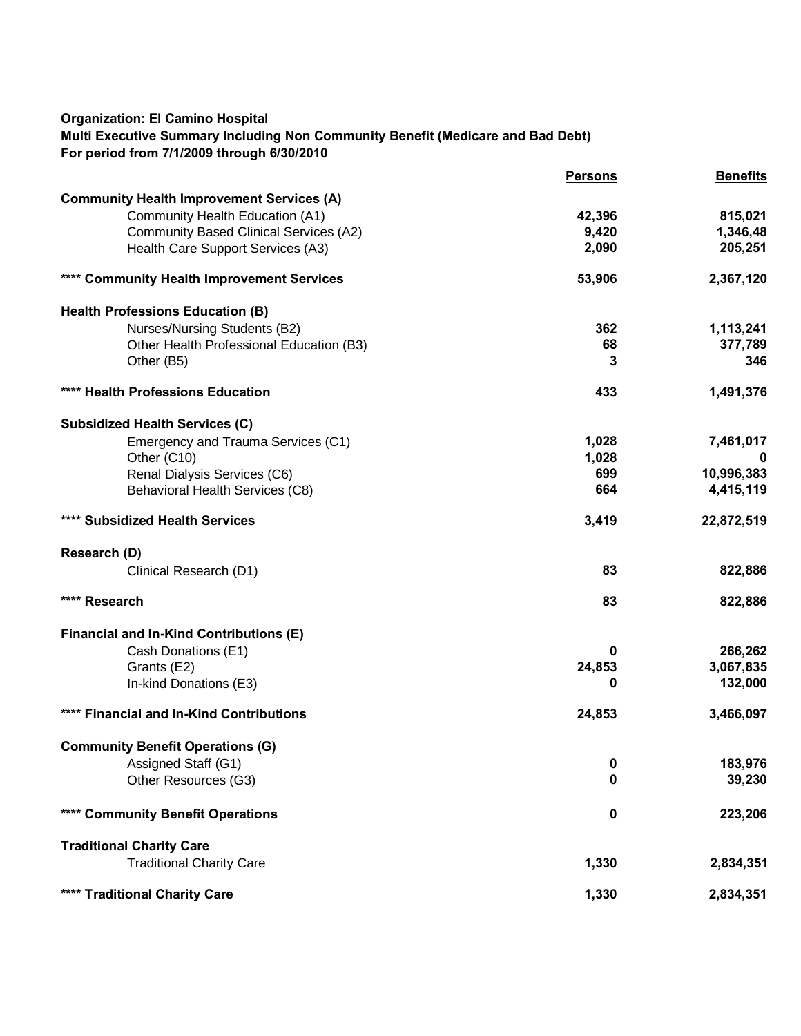**Organization: El Camino Hospital**
**Multi Executive Summary Including Non Community Benefit (Medicare and Bad Debt)**
**For period from 7/1/2009 through 6/30/2010**

| | Persons | Benefits |
|---|---|---|
| **Community Health Improvement Services (A)** | | |
| Community Health Education (A1) | **42,396** | **815,021** |
| Community Based Clinical Services (A2) | **9,420** | **1,346,48** |
| Health Care Support Services (A3) | **2,090** | **205,251** |
| **\*\*\*\* Community Health Improvement Services** | **53,906** | **2,367,120** |
| **Health Professions Education (B)** | | |
| Nurses/Nursing Students (B2) | **362** | **1,113,241** |
| Other Health Professional Education (B3) | **68** | **377,789** |
| Other (B5) | **3** | **346** |
| **\*\*\*\* Health Professions Education** | **433** | **1,491,376** |
| **Subsidized Health Services (C)** | | |
| Emergency and Trauma Services (C1) | **1,028** | **7,461,017** |
| Other (C10) | **1,028** | **0** |
| Renal Dialysis Services (C6) | **699** | **10,996,383** |
| Behavioral Health Services (C8) | **664** | **4,415,119** |
| **\*\*\*\* Subsidized Health Services** | **3,419** | **22,872,519** |
| **Research (D)** | | |
| Clinical Research (D1) | **83** | **822,886** |
| **\*\*\*\* Research** | **83** | **822,886** |
| **Financial and In-Kind Contributions (E)** | | |
| Cash Donations (E1) | **0** | **266,262** |
| Grants (E2) | **24,853** | **3,067,835** |
| In-kind Donations (E3) | **0** | **132,000** |
| **\*\*\*\* Financial and In-Kind Contributions** | **24,853** | **3,466,097** |
| **Community Benefit Operations (G)** | | |
| Assigned Staff (G1) | **0** | **183,976** |
| Other Resources (G3) | **0** | **39,230** |
| **\*\*\*\* Community Benefit Operations** | **0** | **223,206** |
| **Traditional Charity Care** | | |
| Traditional Charity Care | **1,330** | **2,834,351** |
| **\*\*\*\* Traditional Charity Care** | **1,330** | **2,834,351** |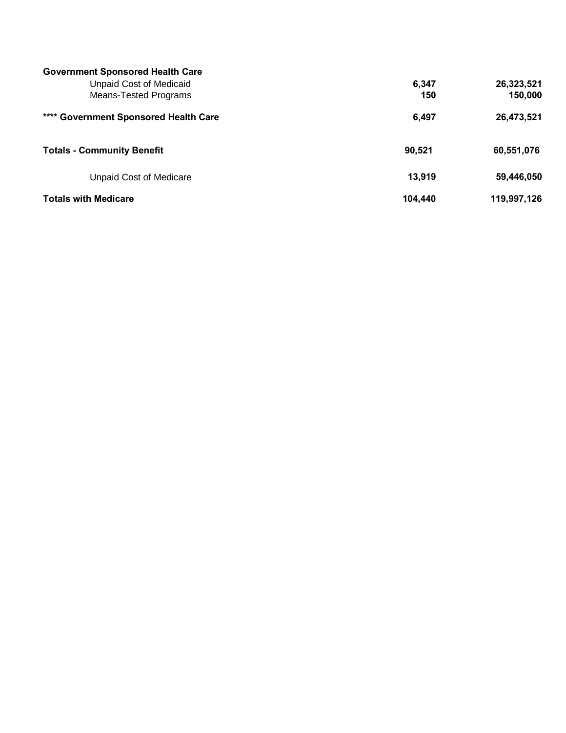| | | |
|---|---|---|
| **Government Sponsored Health Care** | | |
| Unpaid Cost of Medicaid | **6,347** | **26,323,521** |
| Means-Tested Programs | **150** | **150,000** |
| **\*\*\*\* Government Sponsored Health Care** | **6,497** | **26,473,521** |
| **Totals - Community Benefit** | **90,521** | **60,551,076** |
| Unpaid Cost of Medicare | **13,919** | **59,446,050** |
| **Totals with Medicare** | **104,440** | **119,997,126** |